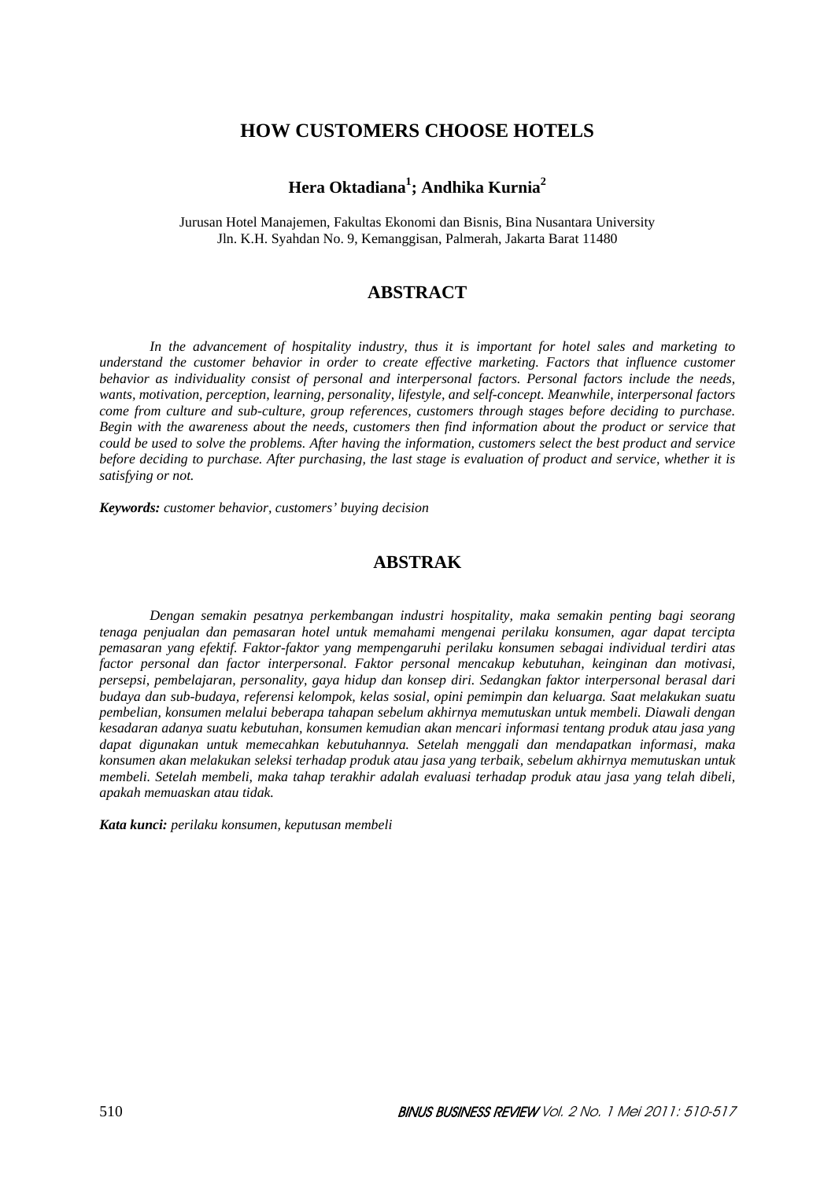# HOW CUSTOMERS CHOOSE HOTELS

**Hera Oktadiana[1]; Andhika Kurnia[2]**

Jurusan Hotel Manajemen, Fakultas Ekonomi dan Bisnis, Bina Nusantara University
Jln. K.H. Syahdan No. 9, Kemanggisan, Palmerah, Jakarta Barat 11480

## ABSTRACT

*In the advancement of hospitality industry, thus it is important for hotel sales and marketing to understand the customer behavior in order to create effective marketing. Factors that influence customer behavior as individuality consist of personal and interpersonal factors. Personal factors include the needs, wants, motivation, perception, learning, personality, lifestyle, and self-concept. Meanwhile, interpersonal factors come from culture and sub-culture, group references, customers through stages before deciding to purchase. Begin with the awareness about the needs, customers then find information about the product or service that could be used to solve the problems. After having the information, customers select the best product and service before deciding to purchase. After purchasing, the last stage is evaluation of product and service, whether it is satisfying or not.*

***Keywords:*** *customer behavior, customers' buying decision*

## ABSTRAK

*Dengan semakin pesatnya perkembangan industri hospitality, maka semakin penting bagi seorang tenaga penjualan dan pemasaran hotel untuk memahami mengenai perilaku konsumen, agar dapat tercipta pemasaran yang efektif. Faktor-faktor yang mempengaruhi perilaku konsumen sebagai individual terdiri atas factor personal dan factor interpersonal. Faktor personal mencakup kebutuhan, keinginan dan motivasi, persepsi, pembelajaran, personality, gaya hidup dan konsep diri. Sedangkan faktor interpersonal berasal dari budaya dan sub-budaya, referensi kelompok, kelas sosial, opini pemimpin dan keluarga. Saat melakukan suatu pembelian, konsumen melalui beberapa tahapan sebelum akhirnya memutuskan untuk membeli. Diawali dengan kesadaran adanya suatu kebutuhan, konsumen kemudian akan mencari informasi tentang produk atau jasa yang dapat digunakan untuk memecahkan kebutuhannya. Setelah menggali dan mendapatkan informasi, maka konsumen akan melakukan seleksi terhadap produk atau jasa yang terbaik, sebelum akhirnya memutuskan untuk membeli. Setelah membeli, maka tahap terakhir adalah evaluasi terhadap produk atau jasa yang telah dibeli, apakah memuaskan atau tidak.*

***Kata kunci:*** *perilaku konsumen, keputusan membeli*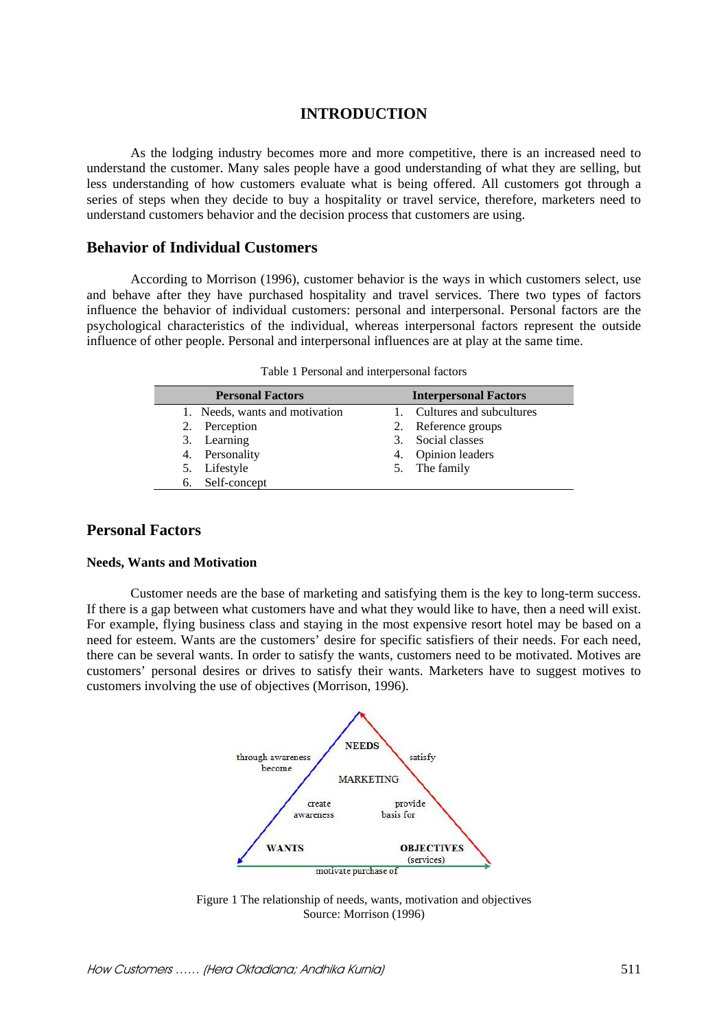# INTRODUCTION

As the lodging industry becomes more and more competitive, there is an increased need to understand the customer. Many sales people have a good understanding of what they are selling, but less understanding of how customers evaluate what is being offered. All customers got through a series of steps when they decide to buy a hospitality or travel service, therefore, marketers need to understand customers behavior and the decision process that customers are using.

## Behavior of Individual Customers

According to Morrison (1996), customer behavior is the ways in which customers select, use and behave after they have purchased hospitality and travel services. There two types of factors influence the behavior of individual customers: personal and interpersonal. Personal factors are the psychological characteristics of the individual, whereas interpersonal factors represent the outside influence of other people. Personal and interpersonal influences are at play at the same time.

Table 1 Personal and interpersonal factors

| Personal Factors | Interpersonal Factors |
| --- | --- |
| 1. Needs, wants and motivation | 1. Cultures and subcultures |
| 2. Perception | 2. Reference groups |
| 3. Learning | 3. Social classes |
| 4. Personality | 4. Opinion leaders |
| 5. Lifestyle | 5. The family |
| 6. Self-concept | |

## Personal Factors

### Needs, Wants and Motivation

Customer needs are the base of marketing and satisfying them is the key to long-term success. If there is a gap between what customers have and what they would like to have, then a need will exist. For example, flying business class and staying in the most expensive resort hotel may be based on a need for esteem. Wants are the customers' desire for specific satisfiers of their needs. For each need, there can be several wants. In order to satisfy the wants, customers need to be motivated. Motives are customers' personal desires or drives to satisfy their wants. Marketers have to suggest motives to customers involving the use of objectives (Morrison, 1996).

Figure 1 The relationship of needs, wants, motivation and objectives
Source: Morrison (1996)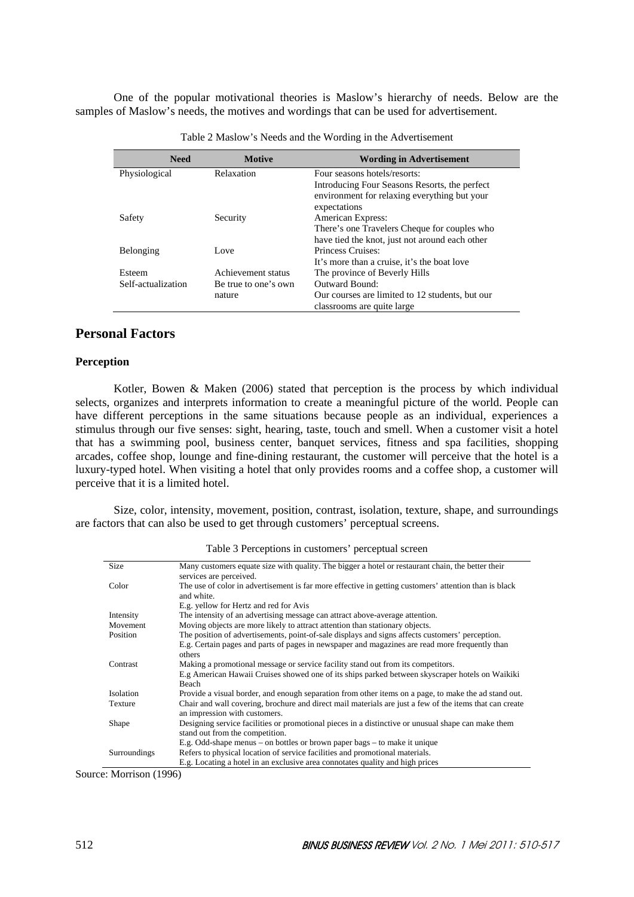One of the popular motivational theories is Maslow's hierarchy of needs. Below are the samples of Maslow's needs, the motives and wordings that can be used for advertisement.

Table 2 Maslow's Needs and the Wording in the Advertisement

| Need | Motive | Wording in Advertisement |
|---|---|---|
| Physiological | Relaxation | Four seasons hotels/resorts: Introducing Four Seasons Resorts, the perfect environment for relaxing everything but your expectations |
| Safety | Security | American Express: There's one Travelers Cheque for couples who have tied the knot, just not around each other |
| Belonging | Love | Princess Cruises: It's more than a cruise, it's the boat love |
| Esteem | Achievement status | The province of Beverly Hills |
| Self-actualization | Be true to one's own nature | Outward Bound: Our courses are limited to 12 students, but our classrooms are quite large |

## Personal Factors

### Perception

Kotler, Bowen & Maken (2006) stated that perception is the process by which individual selects, organizes and interprets information to create a meaningful picture of the world. People can have different perceptions in the same situations because people as an individual, experiences a stimulus through our five senses: sight, hearing, taste, touch and smell. When a customer visit a hotel that has a swimming pool, business center, banquet services, fitness and spa facilities, shopping arcades, coffee shop, lounge and fine-dining restaurant, the customer will perceive that the hotel is a luxury-typed hotel. When visiting a hotel that only provides rooms and a coffee shop, a customer will perceive that it is a limited hotel.

Size, color, intensity, movement, position, contrast, isolation, texture, shape, and surroundings are factors that can also be used to get through customers' perceptual screens.

Table 3 Perceptions in customers' perceptual screen

| | |
|---|---|
| Size | Many customers equate size with quality. The bigger a hotel or restaurant chain, the better their services are perceived. |
| Color | The use of color in advertisement is far more effective in getting customers' attention than is black and white. E.g. yellow for Hertz and red for Avis |
| Intensity | The intensity of an advertising message can attract above-average attention. |
| Movement | Moving objects are more likely to attract attention than stationary objects. |
| Position | The position of advertisements, point-of-sale displays and signs affects customers' perception. E.g. Certain pages and parts of pages in newspaper and magazines are read more frequently than others |
| Contrast | Making a promotional message or service facility stand out from its competitors. E.g American Hawaii Cruises showed one of its ships parked between skyscraper hotels on Waikiki Beach |
| Isolation | Provide a visual border, and enough separation from other items on a page, to make the ad stand out. |
| Texture | Chair and wall covering, brochure and direct mail materials are just a few of the items that can create an impression with customers. |
| Shape | Designing service facilities or promotional pieces in a distinctive or unusual shape can make them stand out from the competition. E.g. Odd-shape menus – on bottles or brown paper bags – to make it unique |
| Surroundings | Refers to physical location of service facilities and promotional materials. E.g. Locating a hotel in an exclusive area connotates quality and high prices |

Source: Morrison (1996)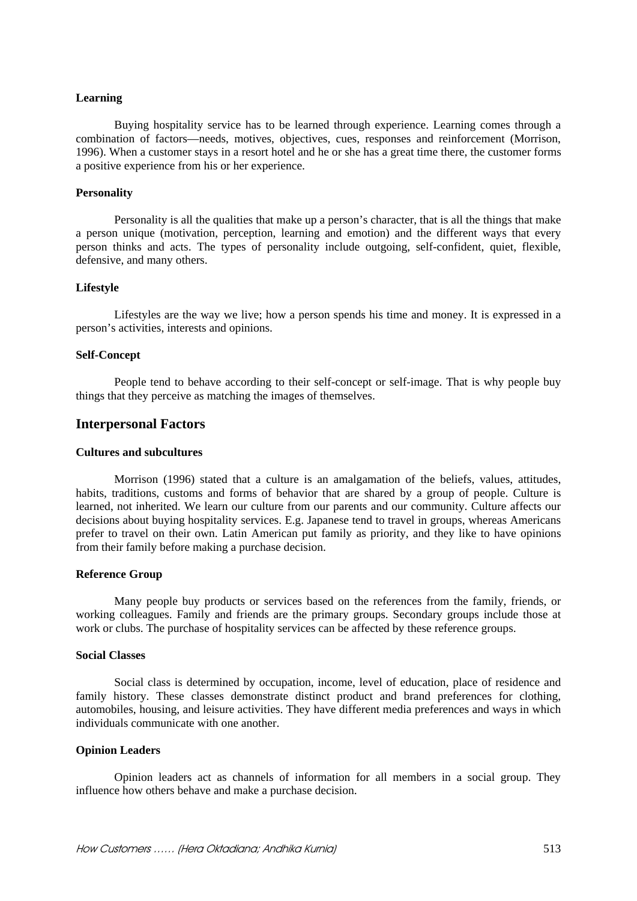#### Learning

Buying hospitality service has to be learned through experience. Learning comes through a combination of factors—needs, motives, objectives, cues, responses and reinforcement (Morrison, 1996). When a customer stays in a resort hotel and he or she has a great time there, the customer forms a positive experience from his or her experience.

#### Personality

Personality is all the qualities that make up a person's character, that is all the things that make a person unique (motivation, perception, learning and emotion) and the different ways that every person thinks and acts. The types of personality include outgoing, self-confident, quiet, flexible, defensive, and many others.

#### Lifestyle

Lifestyles are the way we live; how a person spends his time and money. It is expressed in a person's activities, interests and opinions.

#### Self-Concept

People tend to behave according to their self-concept or self-image. That is why people buy things that they perceive as matching the images of themselves.

### Interpersonal Factors

#### Cultures and subcultures

Morrison (1996) stated that a culture is an amalgamation of the beliefs, values, attitudes, habits, traditions, customs and forms of behavior that are shared by a group of people. Culture is learned, not inherited. We learn our culture from our parents and our community. Culture affects our decisions about buying hospitality services. E.g. Japanese tend to travel in groups, whereas Americans prefer to travel on their own. Latin American put family as priority, and they like to have opinions from their family before making a purchase decision.

#### Reference Group

Many people buy products or services based on the references from the family, friends, or working colleagues. Family and friends are the primary groups. Secondary groups include those at work or clubs. The purchase of hospitality services can be affected by these reference groups.

#### Social Classes

Social class is determined by occupation, income, level of education, place of residence and family history. These classes demonstrate distinct product and brand preferences for clothing, automobiles, housing, and leisure activities. They have different media preferences and ways in which individuals communicate with one another.

#### Opinion Leaders

Opinion leaders act as channels of information for all members in a social group. They influence how others behave and make a purchase decision.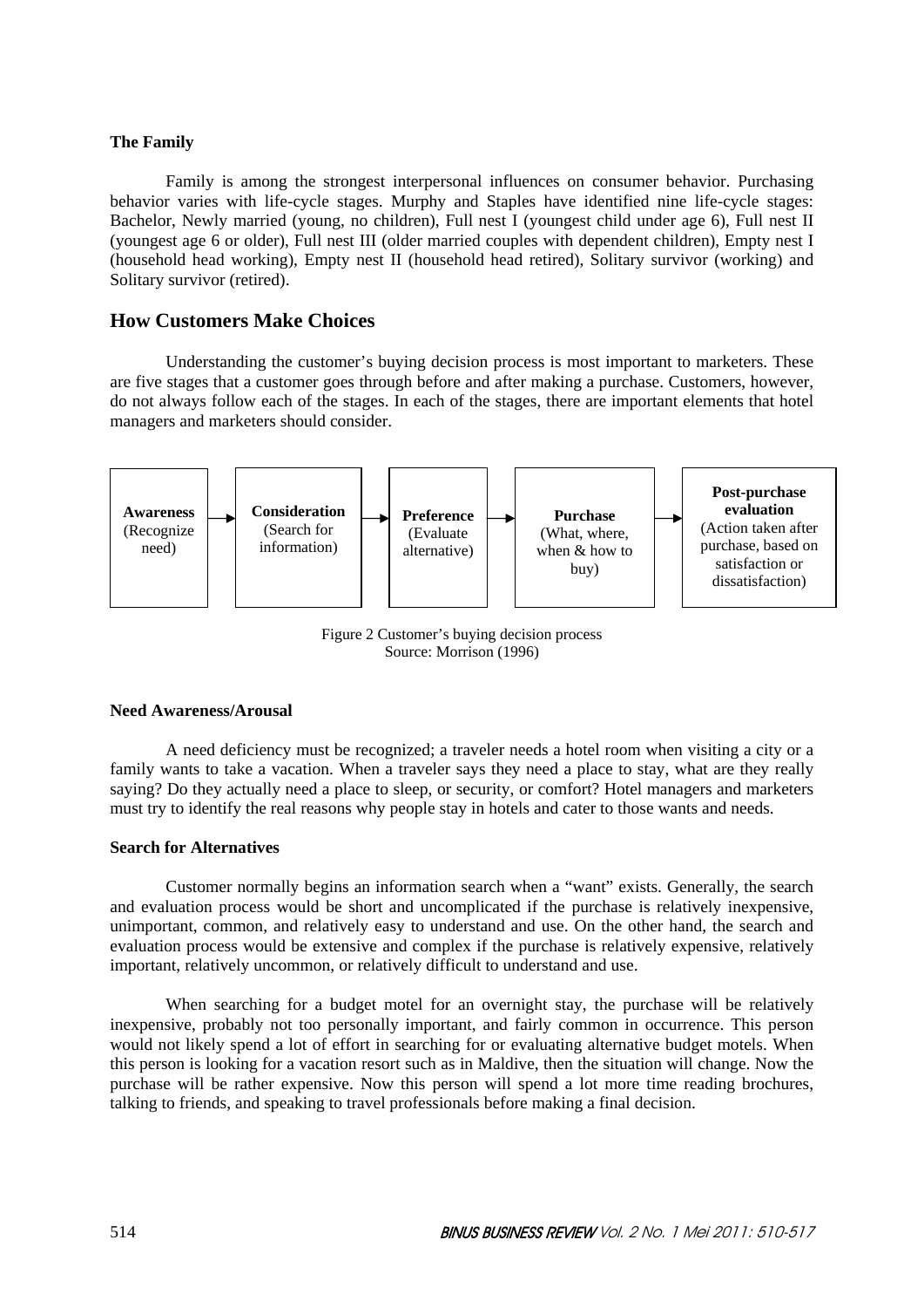**The Family**

Family is among the strongest interpersonal influences on consumer behavior. Purchasing behavior varies with life-cycle stages. Murphy and Staples have identified nine life-cycle stages: Bachelor, Newly married (young, no children), Full nest I (youngest child under age 6), Full nest II (youngest age 6 or older), Full nest III (older married couples with dependent children), Empty nest I (household head working), Empty nest II (household head retired), Solitary survivor (working) and Solitary survivor (retired).

## How Customers Make Choices

Understanding the customer's buying decision process is most important to marketers. These are five stages that a customer goes through before and after making a purchase. Customers, however, do not always follow each of the stages. In each of the stages, there are important elements that hotel managers and marketers should consider.

**Awareness** (Recognize need)

**Consideration** (Search for information)

**Preference** (Evaluate alternative)

**Purchase** (What, where, when & how to buy)

**Post-purchase evaluation** (Action taken after purchase, based on satisfaction or dissatisfaction)

Figure 2 Customer's buying decision process
Source: Morrison (1996)

**Need Awareness/Arousal**

A need deficiency must be recognized; a traveler needs a hotel room when visiting a city or a family wants to take a vacation. When a traveler says they need a place to stay, what are they really saying? Do they actually need a place to sleep, or security, or comfort? Hotel managers and marketers must try to identify the real reasons why people stay in hotels and cater to those wants and needs.

**Search for Alternatives**

Customer normally begins an information search when a "want" exists. Generally, the search and evaluation process would be short and uncomplicated if the purchase is relatively inexpensive, unimportant, common, and relatively easy to understand and use. On the other hand, the search and evaluation process would be extensive and complex if the purchase is relatively expensive, relatively important, relatively uncommon, or relatively difficult to understand and use.

When searching for a budget motel for an overnight stay, the purchase will be relatively inexpensive, probably not too personally important, and fairly common in occurrence. This person would not likely spend a lot of effort in searching for or evaluating alternative budget motels. When this person is looking for a vacation resort such as in Maldive, then the situation will change. Now the purchase will be rather expensive. Now this person will spend a lot more time reading brochures, talking to friends, and speaking to travel professionals before making a final decision.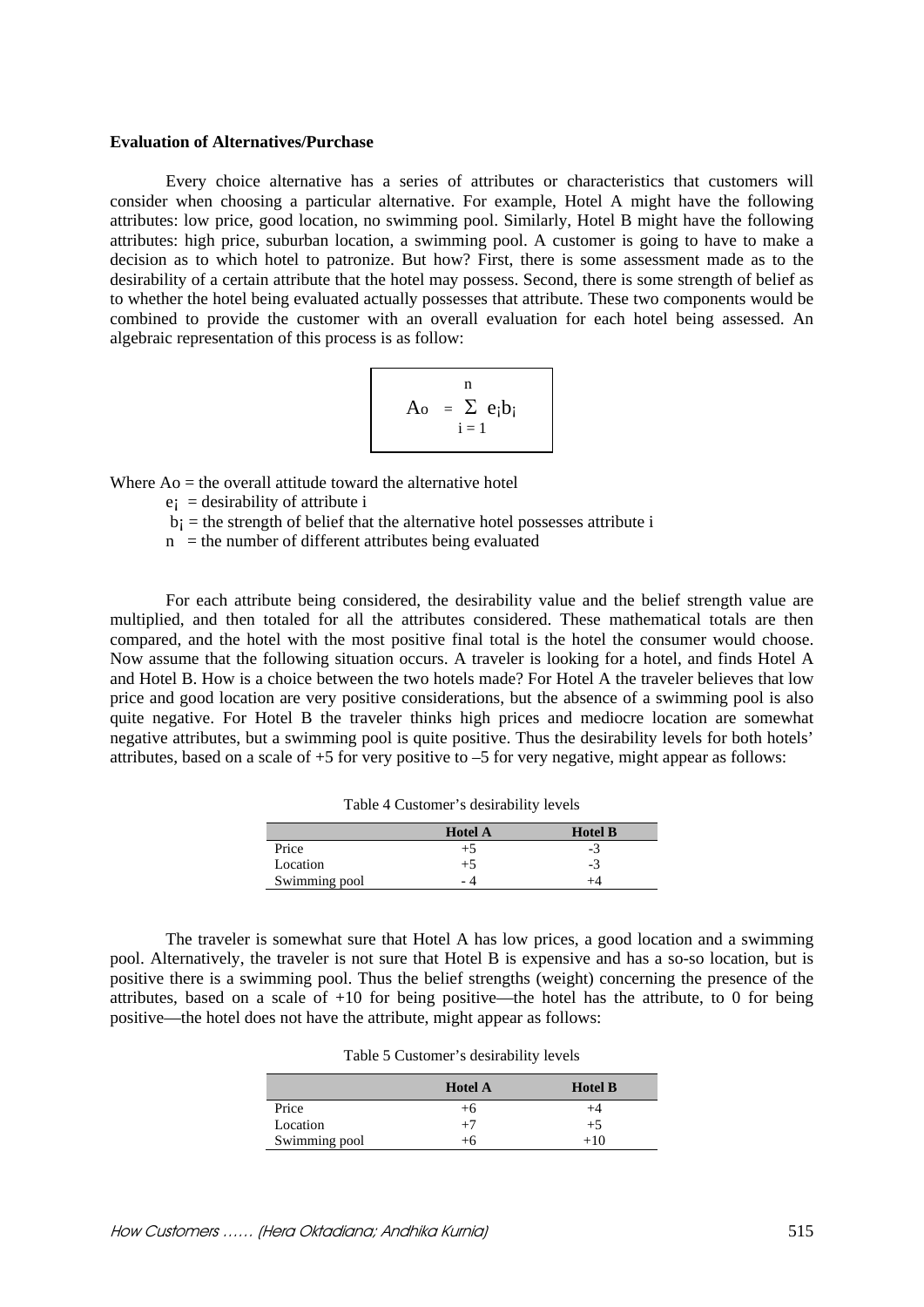**Evaluation of Alternatives/Purchase**

Every choice alternative has a series of attributes or characteristics that customers will consider when choosing a particular alternative. For example, Hotel A might have the following attributes: low price, good location, no swimming pool. Similarly, Hotel B might have the following attributes: high price, suburban location, a swimming pool. A customer is going to have to make a decision as to which hotel to patronize. But how? First, there is some assessment made as to the desirability of a certain attribute that the hotel may possess. Second, there is some strength of belief as to whether the hotel being evaluated actually possesses that attribute. These two components would be combined to provide the customer with an overall evaluation for each hotel being assessed. An algebraic representation of this process is as follow:

$$A_o = \sum_{i=1}^{n} e_i b_i$$

Where Ao = the overall attitude toward the alternative hotel

$e_i$ = desirability of attribute i

$b_i$ = the strength of belief that the alternative hotel possesses attribute i

n = the number of different attributes being evaluated

For each attribute being considered, the desirability value and the belief strength value are multiplied, and then totaled for all the attributes considered. These mathematical totals are then compared, and the hotel with the most positive final total is the hotel the consumer would choose. Now assume that the following situation occurs. A traveler is looking for a hotel, and finds Hotel A and Hotel B. How is a choice between the two hotels made? For Hotel A the traveler believes that low price and good location are very positive considerations, but the absence of a swimming pool is also quite negative. For Hotel B the traveler thinks high prices and mediocre location are somewhat negative attributes, but a swimming pool is quite positive. Thus the desirability levels for both hotels' attributes, based on a scale of +5 for very positive to –5 for very negative, might appear as follows:

Table 4 Customer's desirability levels

| | Hotel A | Hotel B |
|---|---|---|
| Price | +5 | -3 |
| Location | +5 | -3 |
| Swimming pool | - 4 | +4 |

The traveler is somewhat sure that Hotel A has low prices, a good location and a swimming pool. Alternatively, the traveler is not sure that Hotel B is expensive and has a so-so location, but is positive there is a swimming pool. Thus the belief strengths (weight) concerning the presence of the attributes, based on a scale of +10 for being positive—the hotel has the attribute, to 0 for being positive—the hotel does not have the attribute, might appear as follows:

Table 5 Customer's desirability levels

| | Hotel A | Hotel B |
|---|---|---|
| Price | +6 | +4 |
| Location | +7 | +5 |
| Swimming pool | +6 | +10 |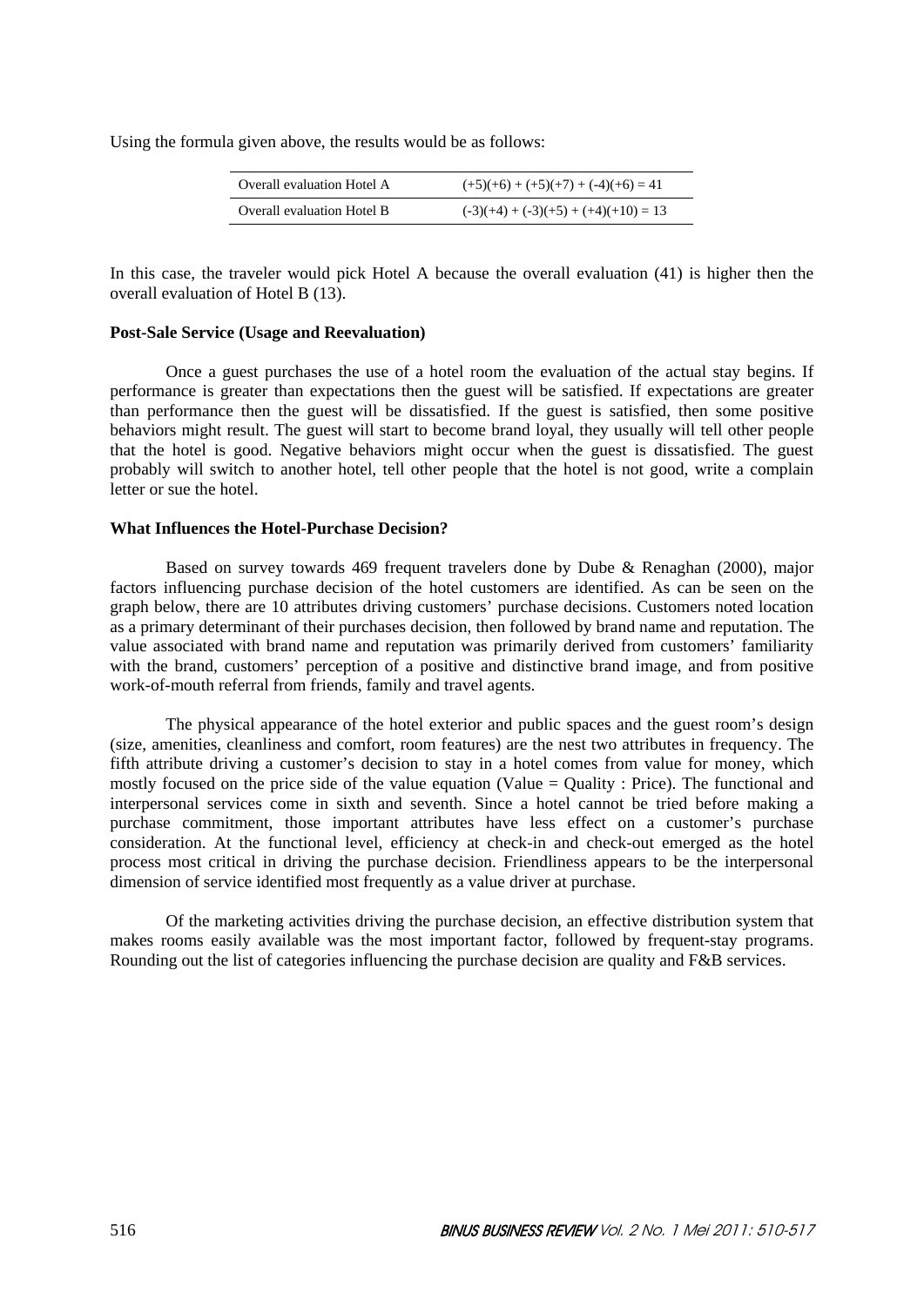Using the formula given above, the results would be as follows:

| | |
|---|---|
| Overall evaluation Hotel A | $(+5)(+6) + (+5)(+7) + (-4)(+6) = 41$ |
| Overall evaluation Hotel B | $(-3)(+4) + (-3)(+5) + (+4)(+10) = 13$ |

In this case, the traveler would pick Hotel A because the overall evaluation (41) is higher then the overall evaluation of Hotel B (13).

**Post-Sale Service (Usage and Reevaluation)**

Once a guest purchases the use of a hotel room the evaluation of the actual stay begins. If performance is greater than expectations then the guest will be satisfied. If expectations are greater than performance then the guest will be dissatisfied. If the guest is satisfied, then some positive behaviors might result. The guest will start to become brand loyal, they usually will tell other people that the hotel is good. Negative behaviors might occur when the guest is dissatisfied. The guest probably will switch to another hotel, tell other people that the hotel is not good, write a complain letter or sue the hotel.

**What Influences the Hotel-Purchase Decision?**

Based on survey towards 469 frequent travelers done by Dube & Renaghan (2000), major factors influencing purchase decision of the hotel customers are identified. As can be seen on the graph below, there are 10 attributes driving customers' purchase decisions. Customers noted location as a primary determinant of their purchases decision, then followed by brand name and reputation. The value associated with brand name and reputation was primarily derived from customers' familiarity with the brand, customers' perception of a positive and distinctive brand image, and from positive work-of-mouth referral from friends, family and travel agents.

The physical appearance of the hotel exterior and public spaces and the guest room's design (size, amenities, cleanliness and comfort, room features) are the nest two attributes in frequency. The fifth attribute driving a customer's decision to stay in a hotel comes from value for money, which mostly focused on the price side of the value equation (Value = Quality : Price). The functional and interpersonal services come in sixth and seventh. Since a hotel cannot be tried before making a purchase commitment, those important attributes have less effect on a customer's purchase consideration. At the functional level, efficiency at check-in and check-out emerged as the hotel process most critical in driving the purchase decision. Friendliness appears to be the interpersonal dimension of service identified most frequently as a value driver at purchase.

Of the marketing activities driving the purchase decision, an effective distribution system that makes rooms easily available was the most important factor, followed by frequent-stay programs. Rounding out the list of categories influencing the purchase decision are quality and F&B services.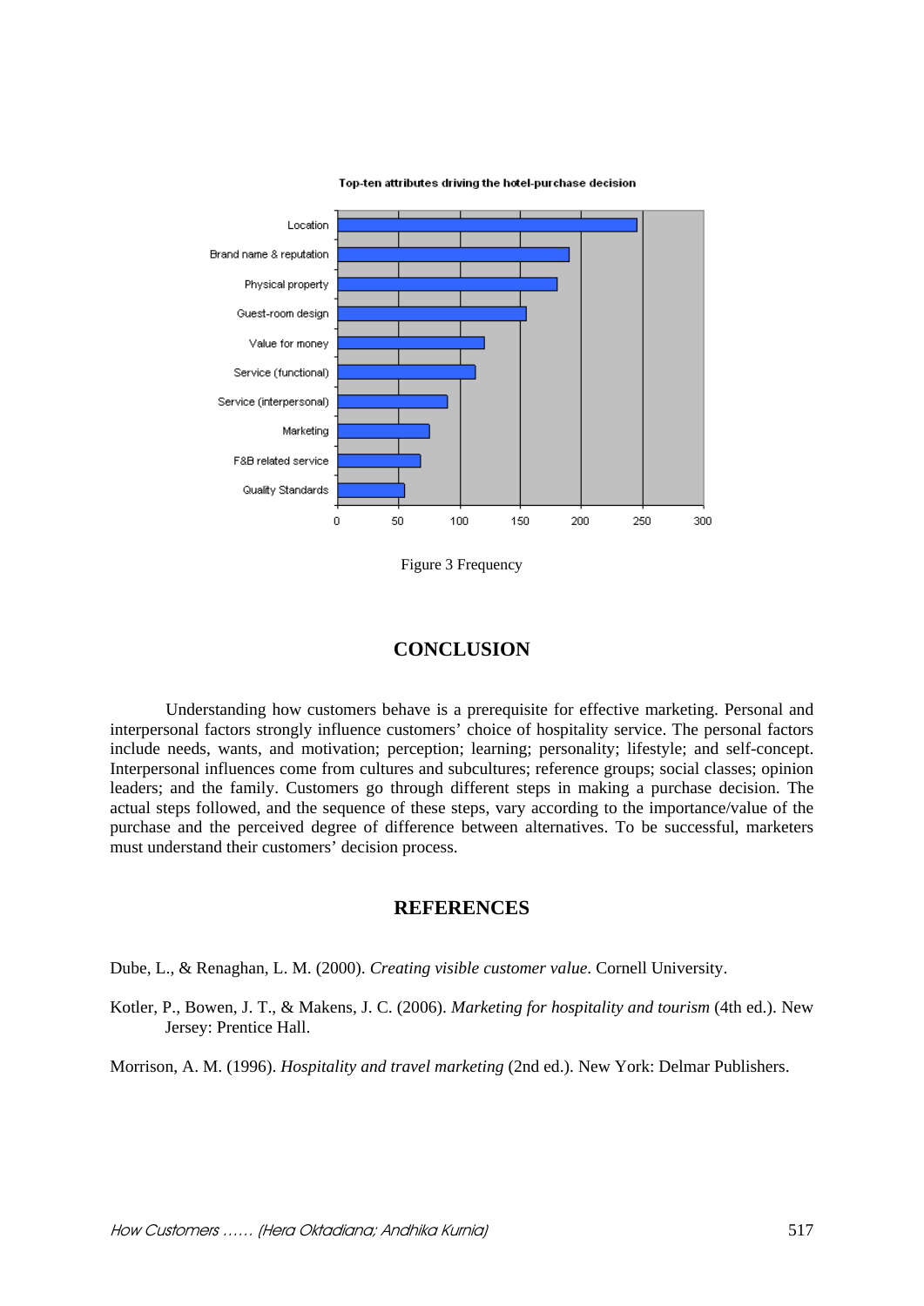Top-ten attributes driving the hotel-purchase decision

Location

Brand name & reputation

Physical property

Guest-room design

Value for money

Service (functional)

Service (interpersonal)

Marketing

F&B related service

Quality Standards

0 50 100 150 200 250 300

Figure 3 Frequency

## CONCLUSION

Understanding how customers behave is a prerequisite for effective marketing. Personal and interpersonal factors strongly influence customers' choice of hospitality service. The personal factors include needs, wants, and motivation; perception; learning; personality; lifestyle; and self-concept. Interpersonal influences come from cultures and subcultures; reference groups; social classes; opinion leaders; and the family. Customers go through different steps in making a purchase decision. The actual steps followed, and the sequence of these steps, vary according to the importance/value of the purchase and the perceived degree of difference between alternatives. To be successful, marketers must understand their customers' decision process.

## REFERENCES

Dube, L., & Renaghan, L. M. (2000). *Creating visible customer value*. Cornell University.

Kotler, P., Bowen, J. T., & Makens, J. C. (2006). *Marketing for hospitality and tourism* (4th ed.). New Jersey: Prentice Hall.

Morrison, A. M. (1996). *Hospitality and travel marketing* (2nd ed.). New York: Delmar Publishers.